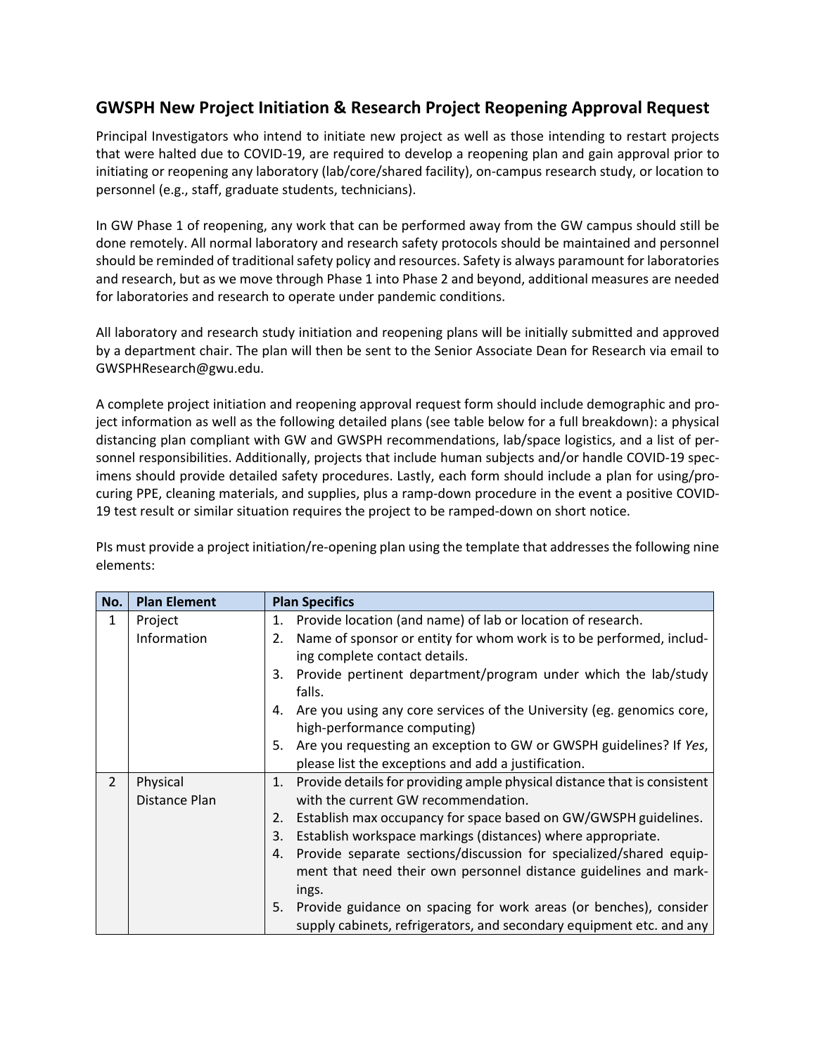## GWSPH New Project Initiation & Research Project Reopening Approval Request

Principal Investigators who intend to initiate new project as well as those intending to restart projects that were halted due to COVID-19, are required to develop a reopening plan and gain approval prior to initiating or reopening any laboratory (lab/core/shared facility), on-campus research study, or location to personnel (e.g., staff, graduate students, technicians).

In GW Phase 1 of reopening, any work that can be performed away from the GW campus should still be done remotely. All normal laboratory and research safety protocols should be maintained and personnel should be reminded of traditional safety policy and resources. Safety is always paramount for laboratories and research, but as we move through Phase 1 into Phase 2 and beyond, additional measures are needed for laboratories and research to operate under pandemic conditions.

All laboratory and research study initiation and reopening plans will be initially submitted and approved by a department chair. The plan will then be sent to the Senior Associate Dean for Research via email to GWSPHResearch@gwu.edu.

A complete project initiation and reopening approval request form should include demographic and project information as well as the following detailed plans (see table below for a full breakdown): a physical distancing plan compliant with GW and GWSPH recommendations, lab/space logistics, and a list of personnel responsibilities. Additionally, projects that include human subjects and/or handle COVID-19 specimens should provide detailed safety procedures. Lastly, each form should include a plan for using/procuring PPE, cleaning materials, and supplies, plus a ramp-down procedure in the event a positive COVID-19 test result or similar situation requires the project to be ramped-down on short notice.

PIs must provide a project initiation/re-opening plan using the template that addresses the following nine elements:

| No. | Plan Element | Plan Specifics |
|---|---|---|
| 1 | Project Information | 1. Provide location (and name) of lab or location of research.<br>2. Name of sponsor or entity for whom work is to be performed, including complete contact details.<br>3. Provide pertinent department/program under which the lab/study falls.<br>4. Are you using any core services of the University (eg. genomics core, high-performance computing)<br>5. Are you requesting an exception to GW or GWSPH guidelines? If *Yes*, please list the exceptions and add a justification. |
| 2 | Physical Distance Plan | 1. Provide details for providing ample physical distance that is consistent with the current GW recommendation.<br>2. Establish max occupancy for space based on GW/GWSPH guidelines.<br>3. Establish workspace markings (distances) where appropriate.<br>4. Provide separate sections/discussion for specialized/shared equipment that need their own personnel distance guidelines and markings.<br>5. Provide guidance on spacing for work areas (or benches), consider supply cabinets, refrigerators, and secondary equipment etc. and any |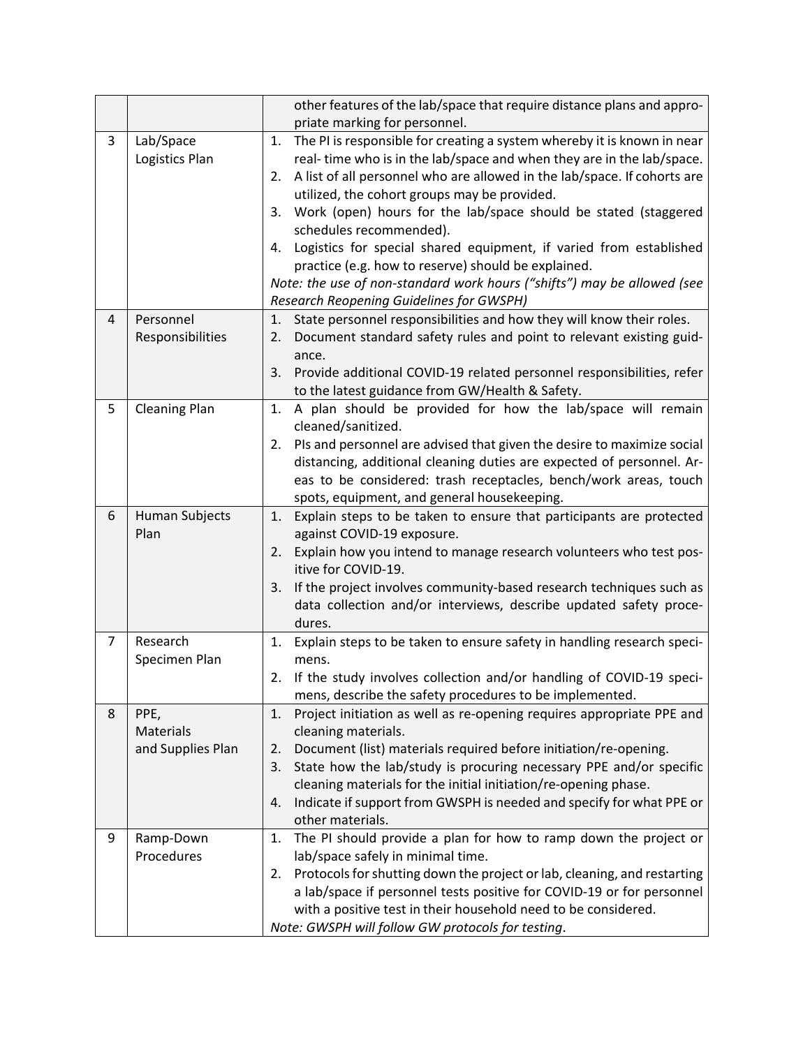| | | |
|---|---|---|
| | | other features of the lab/space that require distance plans and appropriate marking for personnel. |
| 3 | Lab/Space Logistics Plan | 1. The PI is responsible for creating a system whereby it is known in near real- time who is in the lab/space and when they are in the lab/space.<br>2. A list of all personnel who are allowed in the lab/space. If cohorts are utilized, the cohort groups may be provided.<br>3. Work (open) hours for the lab/space should be stated (staggered schedules recommended).<br>4. Logistics for special shared equipment, if varied from established practice (e.g. how to reserve) should be explained.<br>*Note: the use of non-standard work hours ("shifts") may be allowed (see Research Reopening Guidelines for GWSPH)* |
| 4 | Personnel Responsibilities | 1. State personnel responsibilities and how they will know their roles.<br>2. Document standard safety rules and point to relevant existing guidance.<br>3. Provide additional COVID-19 related personnel responsibilities, refer to the latest guidance from GW/Health & Safety. |
| 5 | Cleaning Plan | 1. A plan should be provided for how the lab/space will remain cleaned/sanitized.<br>2. PIs and personnel are advised that given the desire to maximize social distancing, additional cleaning duties are expected of personnel. Areas to be considered: trash receptacles, bench/work areas, touch spots, equipment, and general housekeeping. |
| 6 | Human Subjects Plan | 1. Explain steps to be taken to ensure that participants are protected against COVID-19 exposure.<br>2. Explain how you intend to manage research volunteers who test positive for COVID-19.<br>3. If the project involves community-based research techniques such as data collection and/or interviews, describe updated safety procedures. |
| 7 | Research Specimen Plan | 1. Explain steps to be taken to ensure safety in handling research specimens.<br>2. If the study involves collection and/or handling of COVID-19 specimens, describe the safety procedures to be implemented. |
| 8 | PPE, Materials and Supplies Plan | 1. Project initiation as well as re-opening requires appropriate PPE and cleaning materials.<br>2. Document (list) materials required before initiation/re-opening.<br>3. State how the lab/study is procuring necessary PPE and/or specific cleaning materials for the initial initiation/re-opening phase.<br>4. Indicate if support from GWSPH is needed and specify for what PPE or other materials. |
| 9 | Ramp-Down Procedures | 1. The PI should provide a plan for how to ramp down the project or lab/space safely in minimal time.<br>2. Protocols for shutting down the project or lab, cleaning, and restarting a lab/space if personnel tests positive for COVID-19 or for personnel with a positive test in their household need to be considered.<br>*Note: GWSPH will follow GW protocols for testing*. |